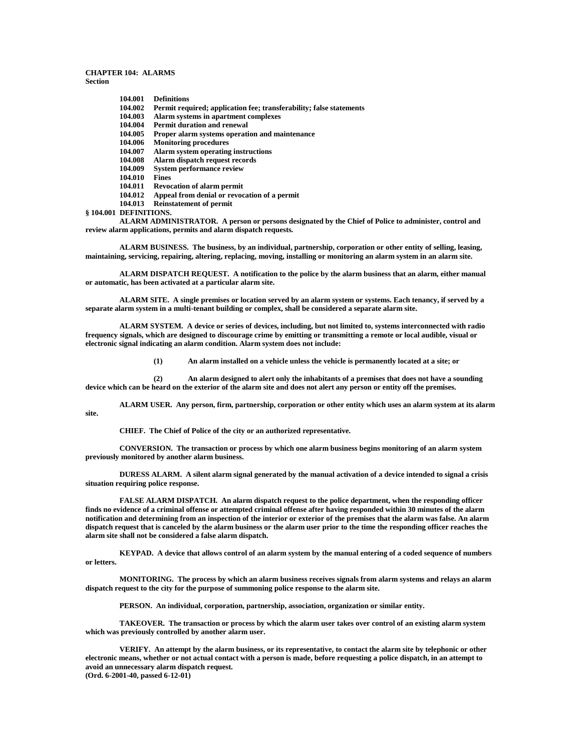# CHAPTER 104: ALARMS

**Section**

- 104.001 Definitions
- 104.002 Permit required; application fee; transferability; false statements
- 104.003 Alarm systems in apartment complexes
- 104.004 Permit duration and renewal
- 104.005 Proper alarm systems operation and maintenance
- 104.006 Monitoring procedures
- 104.007 Alarm system operating instructions
- 104.008 Alarm dispatch request records
- 104.009 System performance review
- 104.010 Fines
- 104.011 Revocation of alarm permit
- 104.012 Appeal from denial or revocation of a permit
- 104.013 Reinstatement of permit

## § 104.001 DEFINITIONS.

**ALARM ADMINISTRATOR.** A person or persons designated by the Chief of Police to administer, control and review alarm applications, permits and alarm dispatch requests.

**ALARM BUSINESS.** The business, by an individual, partnership, corporation or other entity of selling, leasing, maintaining, servicing, repairing, altering, replacing, moving, installing or monitoring an alarm system in an alarm site.

**ALARM DISPATCH REQUEST.** A notification to the police by the alarm business that an alarm, either manual or automatic, has been activated at a particular alarm site.

**ALARM SITE.** A single premises or location served by an alarm system or systems. Each tenancy, if served by a separate alarm system in a multi-tenant building or complex, shall be considered a separate alarm site.

**ALARM SYSTEM.** A device or series of devices, including, but not limited to, systems interconnected with radio frequency signals, which are designed to discourage crime by emitting or transmitting a remote or local audible, visual or electronic signal indicating an alarm condition. Alarm system does not include:

(1) An alarm installed on a vehicle unless the vehicle is permanently located at a site; or

(2) An alarm designed to alert only the inhabitants of a premises that does not have a sounding device which can be heard on the exterior of the alarm site and does not alert any person or entity off the premises.

**ALARM USER.** Any person, firm, partnership, corporation or other entity which uses an alarm system at its alarm site.

**CHIEF.** The Chief of Police of the city or an authorized representative.

**CONVERSION.** The transaction or process by which one alarm business begins monitoring of an alarm system previously monitored by another alarm business.

**DURESS ALARM.** A silent alarm signal generated by the manual activation of a device intended to signal a crisis situation requiring police response.

**FALSE ALARM DISPATCH.** An alarm dispatch request to the police department, when the responding officer finds no evidence of a criminal offense or attempted criminal offense after having responded within 30 minutes of the alarm notification and determining from an inspection of the interior or exterior of the premises that the alarm was false. An alarm dispatch request that is canceled by the alarm business or the alarm user prior to the time the responding officer reaches the alarm site shall not be considered a false alarm dispatch.

**KEYPAD.** A device that allows control of an alarm system by the manual entering of a coded sequence of numbers or letters.

**MONITORING.** The process by which an alarm business receives signals from alarm systems and relays an alarm dispatch request to the city for the purpose of summoning police response to the alarm site.

**PERSON.** An individual, corporation, partnership, association, organization or similar entity.

**TAKEOVER.** The transaction or process by which the alarm user takes over control of an existing alarm system which was previously controlled by another alarm user.

**VERIFY.** An attempt by the alarm business, or its representative, to contact the alarm site by telephonic or other electronic means, whether or not actual contact with a person is made, before requesting a police dispatch, in an attempt to avoid an unnecessary alarm dispatch request.

(Ord. 6-2001-40, passed 6-12-01)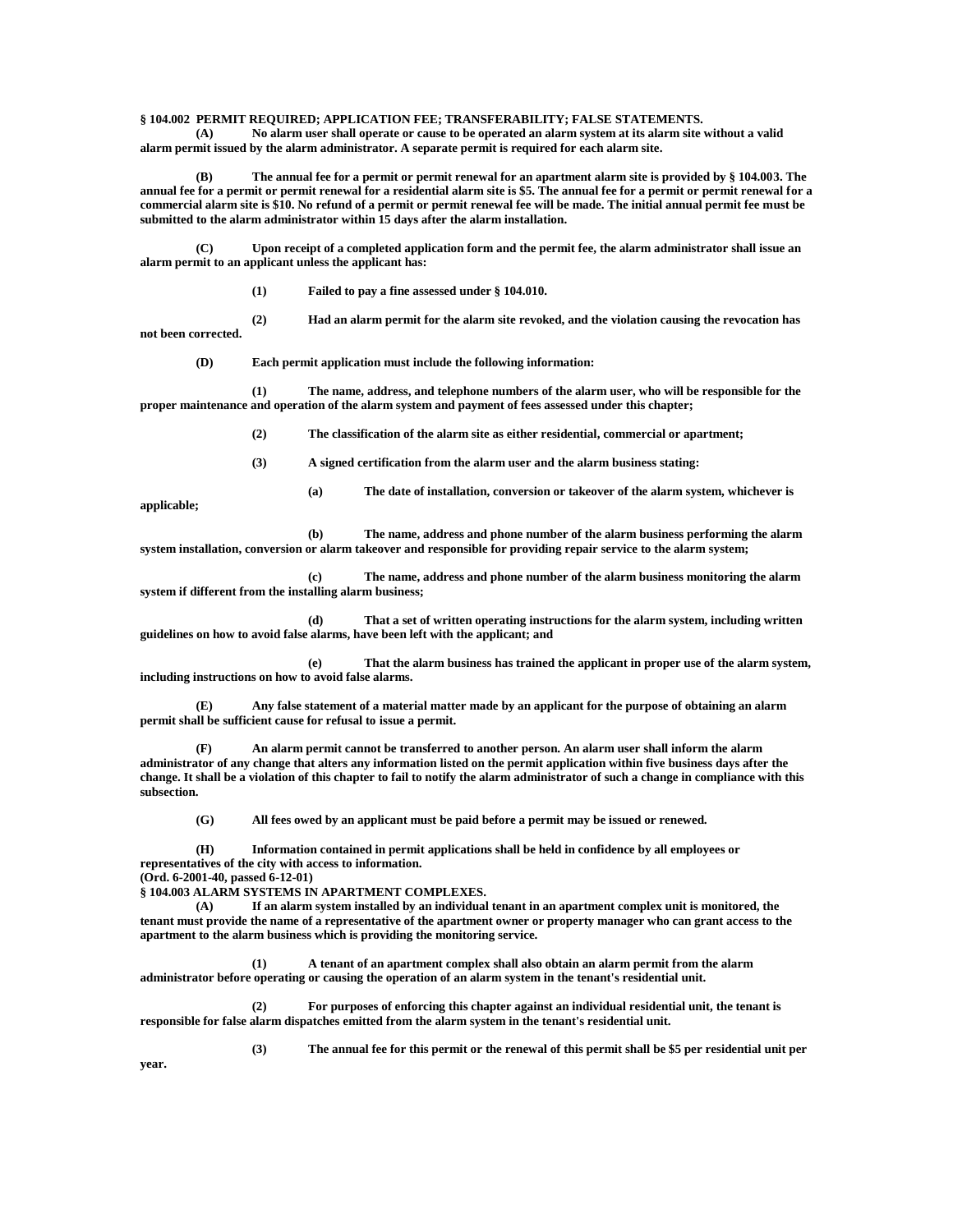**§ 104.002 PERMIT REQUIRED; APPLICATION FEE; TRANSFERABILITY; FALSE STATEMENTS.**

**(A) No alarm user shall operate or cause to be operated an alarm system at its alarm site without a valid alarm permit issued by the alarm administrator. A separate permit is required for each alarm site.**

**(B) The annual fee for a permit or permit renewal for an apartment alarm site is provided by § 104.003. The annual fee for a permit or permit renewal for a residential alarm site is $5. The annual fee for a permit or permit renewal for a commercial alarm site is $10. No refund of a permit or permit renewal fee will be made. The initial annual permit fee must be submitted to the alarm administrator within 15 days after the alarm installation.**

**(C) Upon receipt of a completed application form and the permit fee, the alarm administrator shall issue an alarm permit to an applicant unless the applicant has:**

**(1) Failed to pay a fine assessed under § 104.010.**

**(2) Had an alarm permit for the alarm site revoked, and the violation causing the revocation has not been corrected.**

**(D) Each permit application must include the following information:**

**(1) The name, address, and telephone numbers of the alarm user, who will be responsible for the proper maintenance and operation of the alarm system and payment of fees assessed under this chapter;**

**(2) The classification of the alarm site as either residential, commercial or apartment;**

**(3) A signed certification from the alarm user and the alarm business stating:**

**(a) The date of installation, conversion or takeover of the alarm system, whichever is applicable;**

**(b) The name, address and phone number of the alarm business performing the alarm system installation, conversion or alarm takeover and responsible for providing repair service to the alarm system;**

**(c) The name, address and phone number of the alarm business monitoring the alarm system if different from the installing alarm business;**

**(d) That a set of written operating instructions for the alarm system, including written guidelines on how to avoid false alarms, have been left with the applicant; and**

**(e) That the alarm business has trained the applicant in proper use of the alarm system, including instructions on how to avoid false alarms.**

**(E) Any false statement of a material matter made by an applicant for the purpose of obtaining an alarm permit shall be sufficient cause for refusal to issue a permit.**

**(F) An alarm permit cannot be transferred to another person. An alarm user shall inform the alarm administrator of any change that alters any information listed on the permit application within five business days after the change. It shall be a violation of this chapter to fail to notify the alarm administrator of such a change in compliance with this subsection.**

**(G) All fees owed by an applicant must be paid before a permit may be issued or renewed.**

**(H) Information contained in permit applications shall be held in confidence by all employees or representatives of the city with access to information.**

**(Ord. 6-2001-40, passed 6-12-01)**

**§ 104.003 ALARM SYSTEMS IN APARTMENT COMPLEXES.**

**(A) If an alarm system installed by an individual tenant in an apartment complex unit is monitored, the tenant must provide the name of a representative of the apartment owner or property manager who can grant access to the apartment to the alarm business which is providing the monitoring service.**

**(1) A tenant of an apartment complex shall also obtain an alarm permit from the alarm administrator before operating or causing the operation of an alarm system in the tenant's residential unit.**

**(2) For purposes of enforcing this chapter against an individual residential unit, the tenant is responsible for false alarm dispatches emitted from the alarm system in the tenant's residential unit.**

**(3) The annual fee for this permit or the renewal of this permit shall be $5 per residential unit per year.**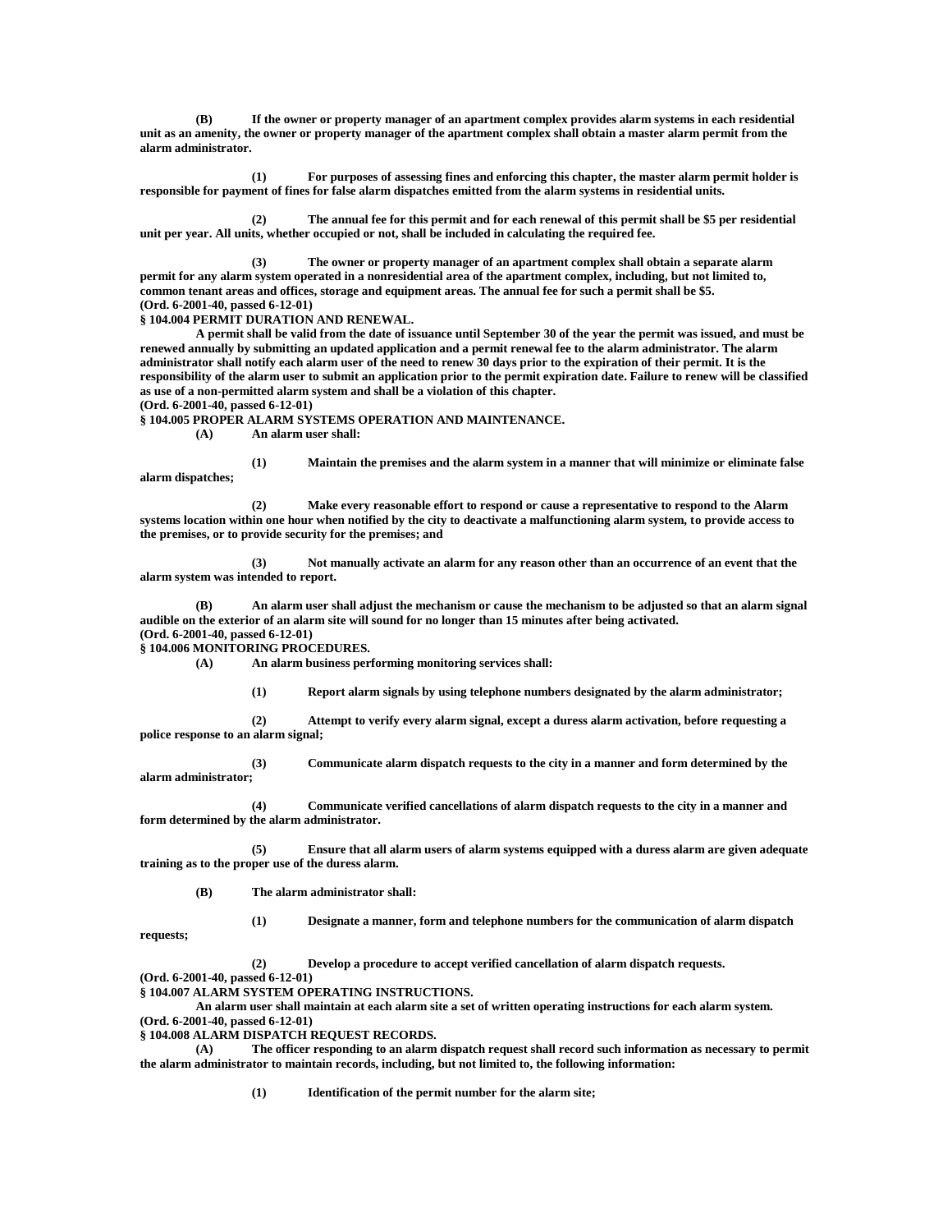**(B) If the owner or property manager of an apartment complex provides alarm systems in each residential unit as an amenity, the owner or property manager of the apartment complex shall obtain a master alarm permit from the alarm administrator.**

**(1) For purposes of assessing fines and enforcing this chapter, the master alarm permit holder is responsible for payment of fines for false alarm dispatches emitted from the alarm systems in residential units.**

**(2) The annual fee for this permit and for each renewal of this permit shall be $5 per residential unit per year. All units, whether occupied or not, shall be included in calculating the required fee.**

**(3) The owner or property manager of an apartment complex shall obtain a separate alarm permit for any alarm system operated in a nonresidential area of the apartment complex, including, but not limited to, common tenant areas and offices, storage and equipment areas. The annual fee for such a permit shall be $5.**
**(Ord. 6-2001-40, passed 6-12-01)**

**§ 104.004 PERMIT DURATION AND RENEWAL.**

**A permit shall be valid from the date of issuance until September 30 of the year the permit was issued, and must be renewed annually by submitting an updated application and a permit renewal fee to the alarm administrator. The alarm administrator shall notify each alarm user of the need to renew 30 days prior to the expiration of their permit. It is the responsibility of the alarm user to submit an application prior to the permit expiration date. Failure to renew will be classified as use of a non-permitted alarm system and shall be a violation of this chapter.**
**(Ord. 6-2001-40, passed 6-12-01)**

**§ 104.005 PROPER ALARM SYSTEMS OPERATION AND MAINTENANCE.**

**(A) An alarm user shall:**

**(1) Maintain the premises and the alarm system in a manner that will minimize or eliminate false alarm dispatches;**

**(2) Make every reasonable effort to respond or cause a representative to respond to the Alarm systems location within one hour when notified by the city to deactivate a malfunctioning alarm system, to provide access to the premises, or to provide security for the premises; and**

**(3) Not manually activate an alarm for any reason other than an occurrence of an event that the alarm system was intended to report.**

**(B) An alarm user shall adjust the mechanism or cause the mechanism to be adjusted so that an alarm signal audible on the exterior of an alarm site will sound for no longer than 15 minutes after being activated.**
**(Ord. 6-2001-40, passed 6-12-01)**

**§ 104.006 MONITORING PROCEDURES.**

**(A) An alarm business performing monitoring services shall:**

**(1) Report alarm signals by using telephone numbers designated by the alarm administrator;**

**(2) Attempt to verify every alarm signal, except a duress alarm activation, before requesting a police response to an alarm signal;**

**(3) Communicate alarm dispatch requests to the city in a manner and form determined by the alarm administrator;**

**(4) Communicate verified cancellations of alarm dispatch requests to the city in a manner and form determined by the alarm administrator.**

**(5) Ensure that all alarm users of alarm systems equipped with a duress alarm are given adequate training as to the proper use of the duress alarm.**

**(B) The alarm administrator shall:**

**(1) Designate a manner, form and telephone numbers for the communication of alarm dispatch requests;**

**(2) Develop a procedure to accept verified cancellation of alarm dispatch requests.**
**(Ord. 6-2001-40, passed 6-12-01)**

**§ 104.007 ALARM SYSTEM OPERATING INSTRUCTIONS.**

**An alarm user shall maintain at each alarm site a set of written operating instructions for each alarm system.**
**(Ord. 6-2001-40, passed 6-12-01)**

**§ 104.008 ALARM DISPATCH REQUEST RECORDS.**

**(A) The officer responding to an alarm dispatch request shall record such information as necessary to permit the alarm administrator to maintain records, including, but not limited to, the following information:**

**(1) Identification of the permit number for the alarm site;**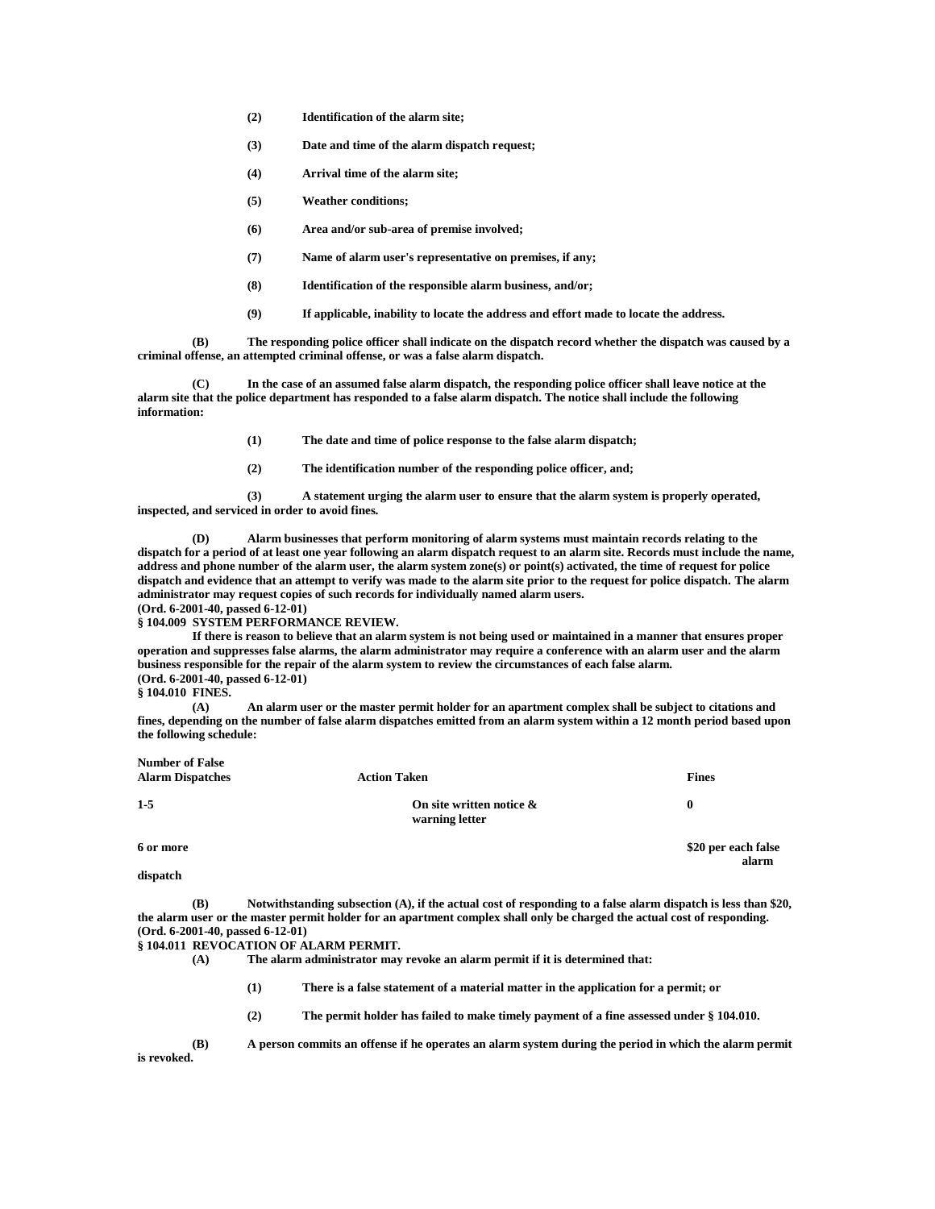(2) Identification of the alarm site;

(3) Date and time of the alarm dispatch request;

(4) Arrival time of the alarm site;

(5) Weather conditions;

(6) Area and/or sub-area of premise involved;

(7) Name of alarm user's representative on premises, if any;

(8) Identification of the responsible alarm business, and/or;

(9) If applicable, inability to locate the address and effort made to locate the address.

(B) The responding police officer shall indicate on the dispatch record whether the dispatch was caused by a criminal offense, an attempted criminal offense, or was a false alarm dispatch.

(C) In the case of an assumed false alarm dispatch, the responding police officer shall leave notice at the alarm site that the police department has responded to a false alarm dispatch. The notice shall include the following information:

(1) The date and time of police response to the false alarm dispatch;

(2) The identification number of the responding police officer, and;

(3) A statement urging the alarm user to ensure that the alarm system is properly operated, inspected, and serviced in order to avoid fines.

(D) Alarm businesses that perform monitoring of alarm systems must maintain records relating to the dispatch for a period of at least one year following an alarm dispatch request to an alarm site. Records must include the name, address and phone number of the alarm user, the alarm system zone(s) or point(s) activated, the time of request for police dispatch and evidence that an attempt to verify was made to the alarm site prior to the request for police dispatch. The alarm administrator may request copies of such records for individually named alarm users.
(Ord. 6-2001-40, passed 6-12-01)

**§ 104.009 SYSTEM PERFORMANCE REVIEW.**

If there is reason to believe that an alarm system is not being used or maintained in a manner that ensures proper operation and suppresses false alarms, the alarm administrator may require a conference with an alarm user and the alarm business responsible for the repair of the alarm system to review the circumstances of each false alarm.
(Ord. 6-2001-40, passed 6-12-01)

**§ 104.010 FINES.**

(A) An alarm user or the master permit holder for an apartment complex shall be subject to citations and fines, depending on the number of false alarm dispatches emitted from an alarm system within a 12 month period based upon the following schedule:

| Number of False Alarm Dispatches | Action Taken | Fines |
|---|---|---|
| 1-5 | On site written notice & warning letter | 0 |
| 6 or more | | $20 per each false alarm dispatch |

(B) Notwithstanding subsection (A), if the actual cost of responding to a false alarm dispatch is less than $20, the alarm user or the master permit holder for an apartment complex shall only be charged the actual cost of responding.
(Ord. 6-2001-40, passed 6-12-01)

**§ 104.011 REVOCATION OF ALARM PERMIT.**

(A) The alarm administrator may revoke an alarm permit if it is determined that:

(1) There is a false statement of a material matter in the application for a permit; or

(2) The permit holder has failed to make timely payment of a fine assessed under § 104.010.

(B) A person commits an offense if he operates an alarm system during the period in which the alarm permit is revoked.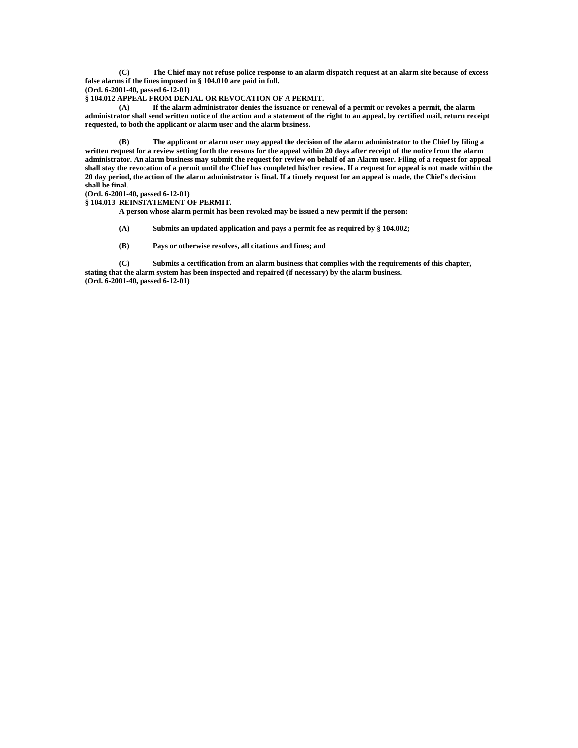**(C) The Chief may not refuse police response to an alarm dispatch request at an alarm site because of excess false alarms if the fines imposed in § 104.010 are paid in full.**

**(Ord. 6-2001-40, passed 6-12-01)**

### § 104.012 APPEAL FROM DENIAL OR REVOCATION OF A PERMIT.

**(A) If the alarm administrator denies the issuance or renewal of a permit or revokes a permit, the alarm administrator shall send written notice of the action and a statement of the right to an appeal, by certified mail, return receipt requested, to both the applicant or alarm user and the alarm business.**

**(B) The applicant or alarm user may appeal the decision of the alarm administrator to the Chief by filing a written request for a review setting forth the reasons for the appeal within 20 days after receipt of the notice from the alarm administrator. An alarm business may submit the request for review on behalf of an Alarm user. Filing of a request for appeal shall stay the revocation of a permit until the Chief has completed his/her review. If a request for appeal is not made within the 20 day period, the action of the alarm administrator is final. If a timely request for an appeal is made, the Chief's decision shall be final.**

**(Ord. 6-2001-40, passed 6-12-01)**

### § 104.013 REINSTATEMENT OF PERMIT.

**A person whose alarm permit has been revoked may be issued a new permit if the person:**

**(A) Submits an updated application and pays a permit fee as required by § 104.002;**

**(B) Pays or otherwise resolves, all citations and fines; and**

**(C) Submits a certification from an alarm business that complies with the requirements of this chapter, stating that the alarm system has been inspected and repaired (if necessary) by the alarm business.**

**(Ord. 6-2001-40, passed 6-12-01)**